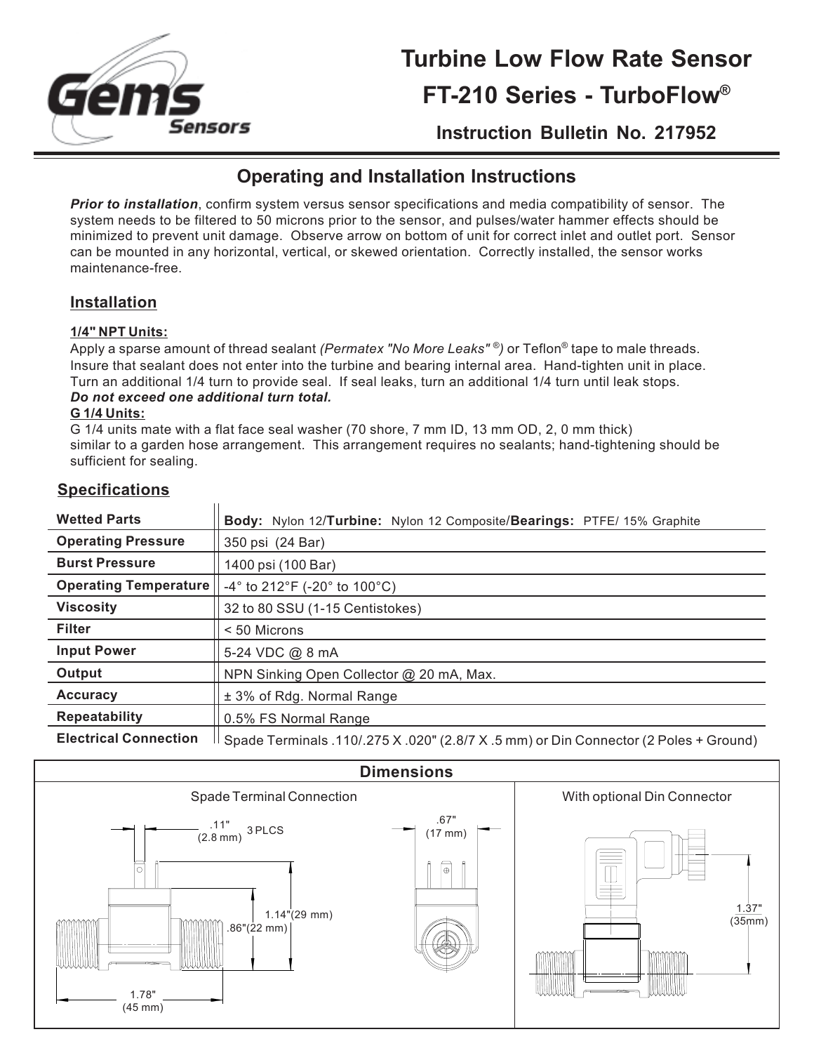# Turbine Low Flow Rate Sensor

## FT-210 Series - TurboFlow®

**Instruction Bulletin No. 217952**

## Operating and Installation Instructions

***Prior to installation***, confirm system versus sensor specifications and media compatibility of sensor. The system needs to be filtered to 50 microns prior to the sensor, and pulses/water hammer effects should be minimized to prevent unit damage. Observe arrow on bottom of unit for correct inlet and outlet port. Sensor can be mounted in any horizontal, vertical, or skewed orientation. Correctly installed, the sensor works maintenance-free.

### Installation

**1/4" NPT Units:**

Apply a sparse amount of thread sealant *(Permatex "No More Leaks" ®)* or Teflon® tape to male threads. Insure that sealant does not enter into the turbine and bearing internal area. Hand-tighten unit in place. Turn an additional 1/4 turn to provide seal. If seal leaks, turn an additional 1/4 turn until leak stops.

***Do not exceed one additional turn total.***

**G 1/4 Units:**

G 1/4 units mate with a flat face seal washer (70 shore, 7 mm ID, 13 mm OD, 2, 0 mm thick) similar to a garden hose arrangement. This arrangement requires no sealants; hand-tightening should be sufficient for sealing.

### Specifications

| | |
|---|---|
| **Wetted Parts** | **Body:** Nylon 12/**Turbine:** Nylon 12 Composite/**Bearings:** PTFE/ 15% Graphite |
| **Operating Pressure** | 350 psi (24 Bar) |
| **Burst Pressure** | 1400 psi (100 Bar) |
| **Operating Temperature** | -4° to 212°F (-20° to 100°C) |
| **Viscosity** | 32 to 80 SSU (1-15 Centistokes) |
| **Filter** | < 50 Microns |
| **Input Power** | 5-24 VDC @ 8 mA |
| **Output** | NPN Sinking Open Collector @ 20 mA, Max. |
| **Accuracy** | ± 3% of Rdg. Normal Range |
| **Repeatability** | 0.5% FS Normal Range |
| **Electrical Connection** | Spade Terminals .110/.275 X .020" (2.8/7 X .5 mm) or Din Connector (2 Poles + Ground) |

### Dimensions

Spade Terminal Connection

.11" (2.8 mm) 3 PLCS

.67" (17 mm)

1.14"(29 mm)

.86"(22 mm)

1.78" (45 mm)

With optional Din Connector

1.37" (35mm)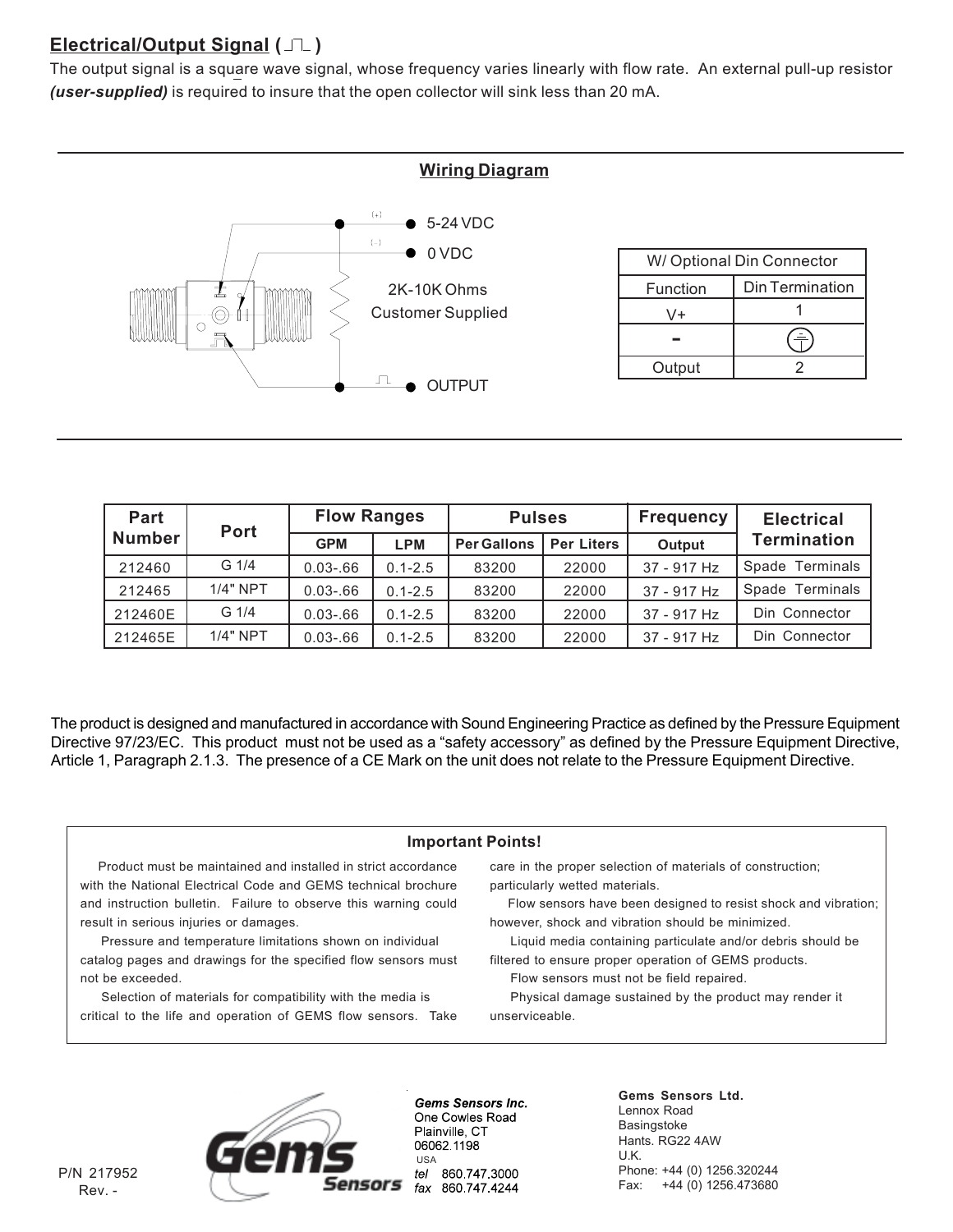## Electrical/Output Signal ( ⎍ )

The output signal is a square wave signal, whose frequency varies linearly with flow rate. An external pull-up resistor ***(user-supplied)*** is required to insure that the open collector will sink less than 20 mA.

### Wiring Diagram

(+) 5-24 VDC

(-) 0 VDC

2K-10K Ohms
Customer Supplied

⎍ OUTPUT

| W/ Optional Din Connector | |
|---|---|
| Function | Din Termination |
| V+ | 1 |
| - | ⏚ |
| Output | 2 |

| Part Number | Port | Flow Ranges | | Pulses | | Frequency | Electrical Termination |
|---|---|---|---|---|---|---|---|
| | | GPM | LPM | Per Gallons | Per Liters | Output | |
| 212460 | G 1/4 | 0.03-.66 | 0.1-2.5 | 83200 | 22000 | 37 - 917 Hz | Spade Terminals |
| 212465 | 1/4" NPT | 0.03-.66 | 0.1-2.5 | 83200 | 22000 | 37 - 917 Hz | Spade Terminals |
| 212460E | G 1/4 | 0.03-.66 | 0.1-2.5 | 83200 | 22000 | 37 - 917 Hz | Din Connector |
| 212465E | 1/4" NPT | 0.03-.66 | 0.1-2.5 | 83200 | 22000 | 37 - 917 Hz | Din Connector |

The product is designed and manufactured in accordance with Sound Engineering Practice as defined by the Pressure Equipment Directive 97/23/EC. This product must not be used as a "safety accessory" as defined by the Pressure Equipment Directive, Article 1, Paragraph 2.1.3. The presence of a CE Mark on the unit does not relate to the Pressure Equipment Directive.

### Important Points!

Product must be maintained and installed in strict accordance with the National Electrical Code and GEMS technical brochure and instruction bulletin. Failure to observe this warning could result in serious injuries or damages.

Pressure and temperature limitations shown on individual catalog pages and drawings for the specified flow sensors must not be exceeded.

Selection of materials for compatibility with the media is critical to the life and operation of GEMS flow sensors. Take care in the proper selection of materials of construction; particularly wetted materials.

Flow sensors have been designed to resist shock and vibration; however, shock and vibration should be minimized.

Liquid media containing particulate and/or debris should be filtered to ensure proper operation of GEMS products.

Flow sensors must not be field repaired.

Physical damage sustained by the product may render it unserviceable.

P/N 217952
Rev. -

Gems Sensors

***Gems Sensors Inc.***
One Cowles Road
Plainville, CT
06062.1198
USA
*tel* 860.747.3000
*fax* 860.747.4244

**Gems Sensors Ltd.**
Lennox Road
Basingstoke
Hants. RG22 4AW
U.K.
Phone: +44 (0) 1256.320244
Fax: +44 (0) 1256.473680